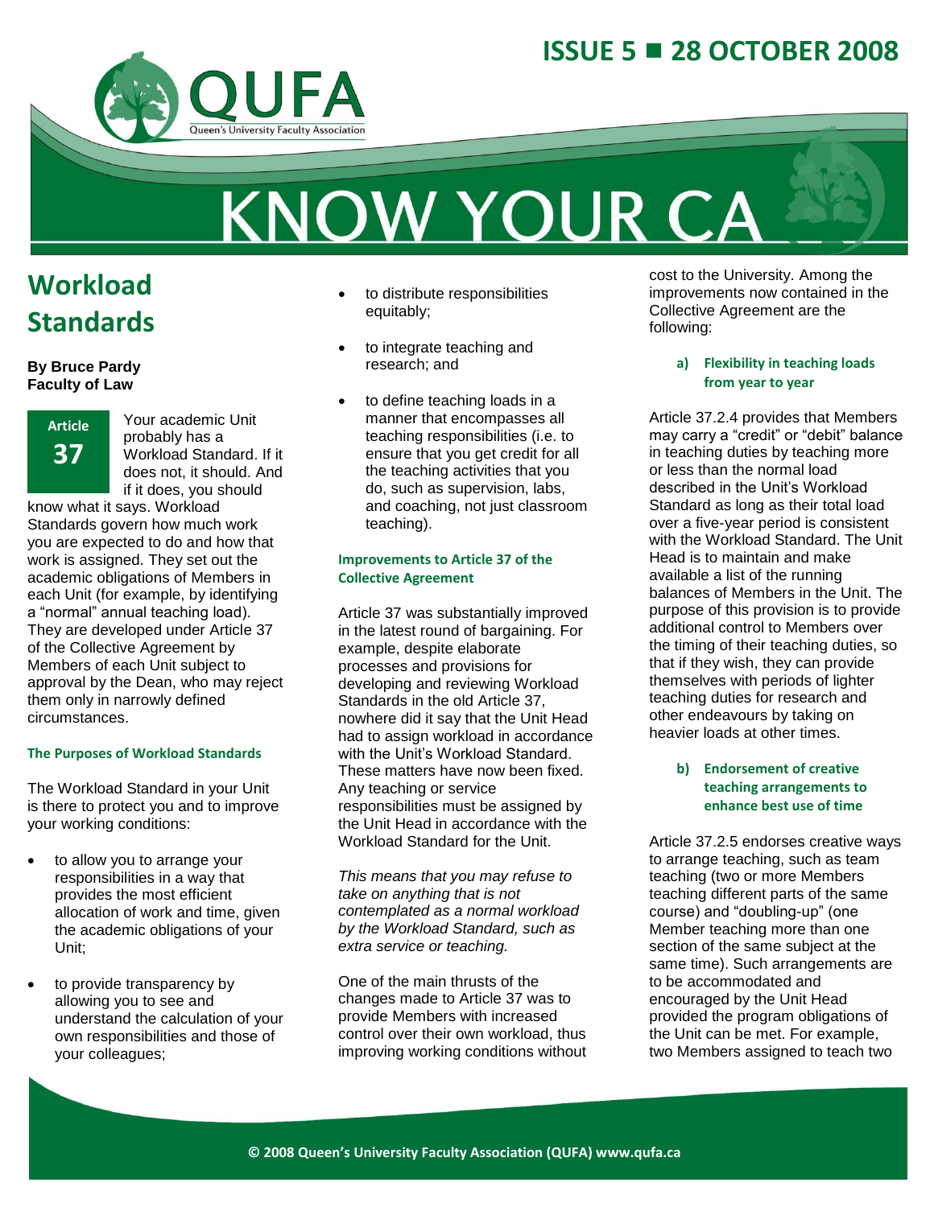ISSUE 5 ■ 28 OCTOBER 2008

QUFA
Queen's University Faculty Association

# KNOW YOUR CA

## Workload Standards

**By Bruce Pardy**
**Faculty of Law**

**Article 37**

Your academic Unit probably has a Workload Standard. If it does not, it should. And if it does, you should know what it says. Workload Standards govern how much work you are expected to do and how that work is assigned. They set out the academic obligations of Members in each Unit (for example, by identifying a "normal" annual teaching load). They are developed under Article 37 of the Collective Agreement by Members of each Unit subject to approval by the Dean, who may reject them only in narrowly defined circumstances.

### The Purposes of Workload Standards

The Workload Standard in your Unit is there to protect you and to improve your working conditions:

- to allow you to arrange your responsibilities in a way that provides the most efficient allocation of work and time, given the academic obligations of your Unit;
- to provide transparency by allowing you to see and understand the calculation of your own responsibilities and those of your colleagues;
- to distribute responsibilities equitably;
- to integrate teaching and research; and
- to define teaching loads in a manner that encompasses all teaching responsibilities (i.e. to ensure that you get credit for all the teaching activities that you do, such as supervision, labs, and coaching, not just classroom teaching).

### Improvements to Article 37 of the Collective Agreement

Article 37 was substantially improved in the latest round of bargaining. For example, despite elaborate processes and provisions for developing and reviewing Workload Standards in the old Article 37, nowhere did it say that the Unit Head had to assign workload in accordance with the Unit's Workload Standard. These matters have now been fixed. Any teaching or service responsibilities must be assigned by the Unit Head in accordance with the Workload Standard for the Unit.

*This means that you may refuse to take on anything that is not contemplated as a normal workload by the Workload Standard, such as extra service or teaching.*

One of the main thrusts of the changes made to Article 37 was to provide Members with increased control over their own workload, thus improving working conditions without cost to the University. Among the improvements now contained in the Collective Agreement are the following:

#### a) Flexibility in teaching loads from year to year

Article 37.2.4 provides that Members may carry a "credit" or "debit" balance in teaching duties by teaching more or less than the normal load described in the Unit's Workload Standard as long as their total load over a five-year period is consistent with the Workload Standard. The Unit Head is to maintain and make available a list of the running balances of Members in the Unit. The purpose of this provision is to provide additional control to Members over the timing of their teaching duties, so that if they wish, they can provide themselves with periods of lighter teaching duties for research and other endeavours by taking on heavier loads at other times.

#### b) Endorsement of creative teaching arrangements to enhance best use of time

Article 37.2.5 endorses creative ways to arrange teaching, such as team teaching (two or more Members teaching different parts of the same course) and "doubling-up" (one Member teaching more than one section of the same subject at the same time). Such arrangements are to be accommodated and encouraged by the Unit Head provided the program obligations of the Unit can be met. For example, two Members assigned to teach two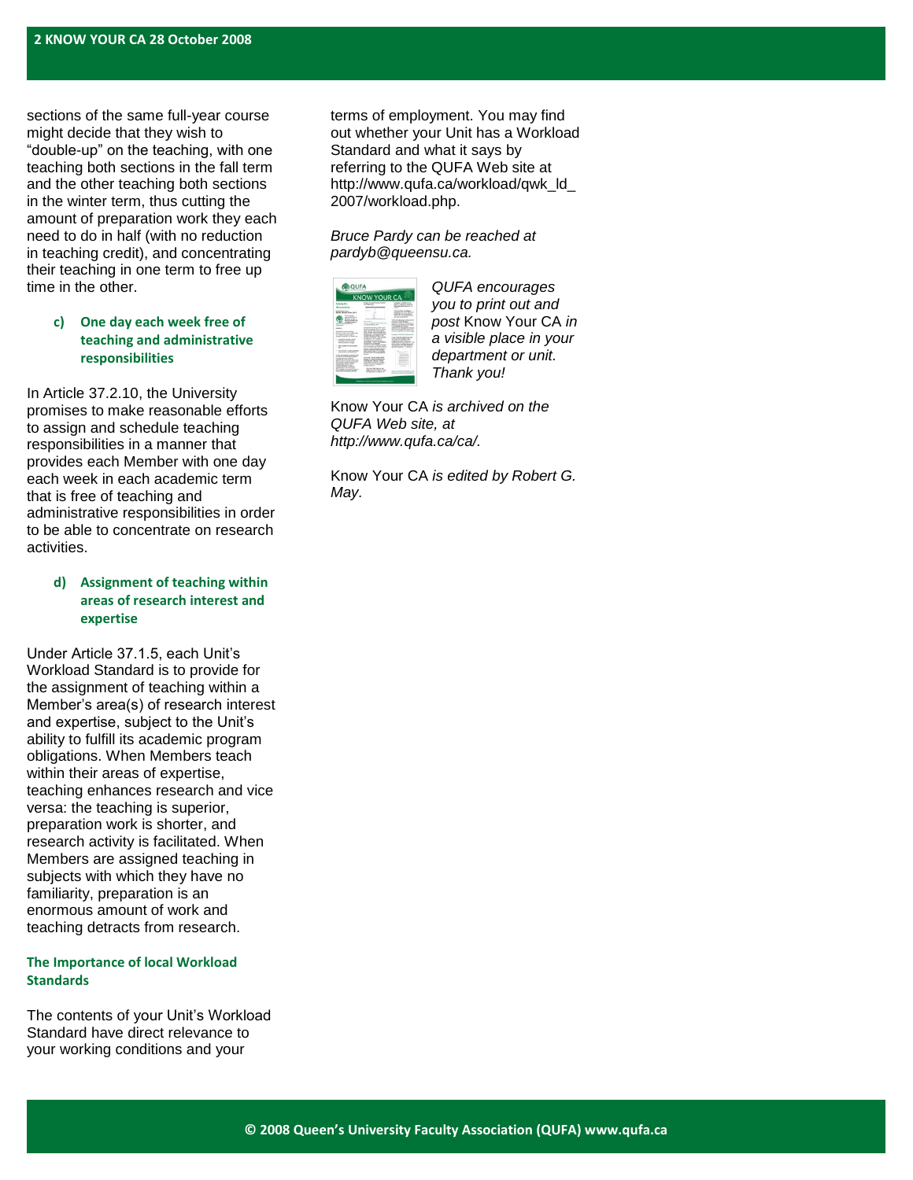sections of the same full-year course might decide that they wish to "double-up" on the teaching, with one teaching both sections in the fall term and the other teaching both sections in the winter term, thus cutting the amount of preparation work they each need to do in half (with no reduction in teaching credit), and concentrating their teaching in one term to free up time in the other.

### c) One day each week free of teaching and administrative responsibilities

In Article 37.2.10, the University promises to make reasonable efforts to assign and schedule teaching responsibilities in a manner that provides each Member with one day each week in each academic term that is free of teaching and administrative responsibilities in order to be able to concentrate on research activities.

### d) Assignment of teaching within areas of research interest and expertise

Under Article 37.1.5, each Unit's Workload Standard is to provide for the assignment of teaching within a Member's area(s) of research interest and expertise, subject to the Unit's ability to fulfill its academic program obligations. When Members teach within their areas of expertise, teaching enhances research and vice versa: the teaching is superior, preparation work is shorter, and research activity is facilitated. When Members are assigned teaching in subjects with which they have no familiarity, preparation is an enormous amount of work and teaching detracts from research.

## The Importance of local Workload Standards

The contents of your Unit's Workload Standard have direct relevance to your working conditions and your terms of employment. You may find out whether your Unit has a Workload Standard and what it says by referring to the QUFA Web site at http://www.qufa.ca/workload/qwk_ld_2007/workload.php.

*Bruce Pardy can be reached at pardyb@queensu.ca.*

*QUFA encourages you to print out and post* Know Your CA *in a visible place in your department or unit. Thank you!*

Know Your CA *is archived on the QUFA Web site, at http://www.qufa.ca/ca/.*

Know Your CA *is edited by Robert G. May.*